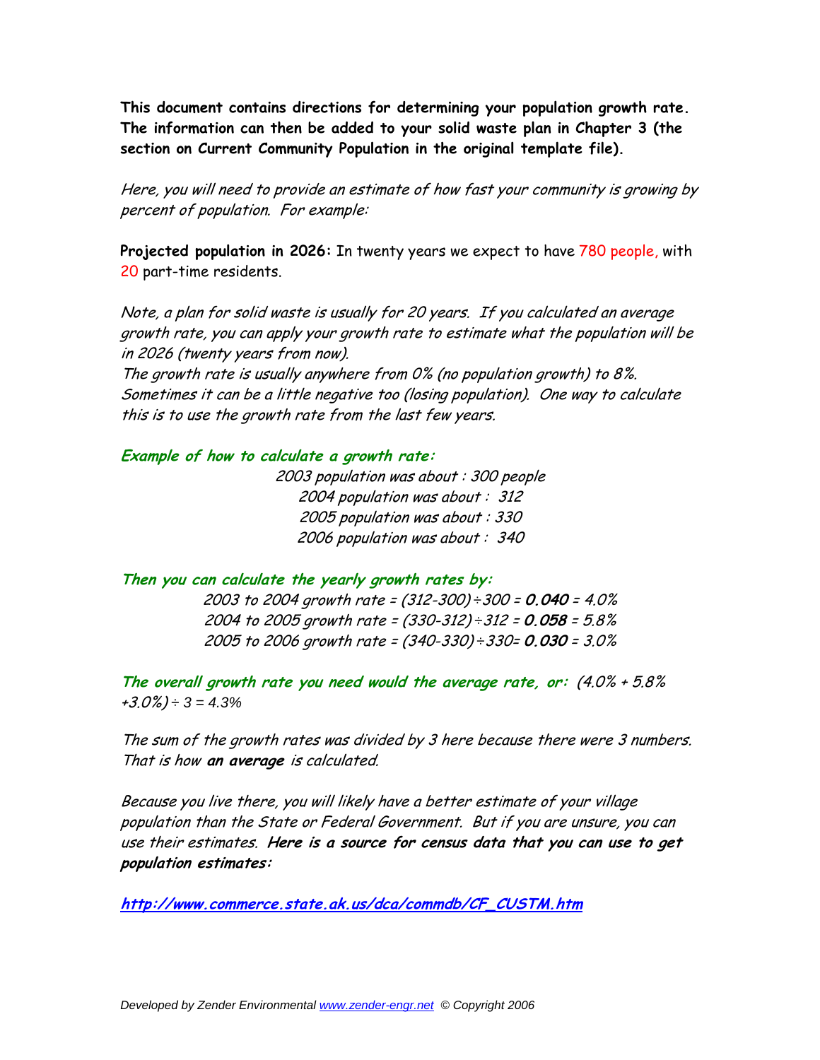**This document contains directions for determining your population growth rate. The information can then be added to your solid waste plan in Chapter 3 (the section on Current Community Population in the original template file).**

*Here, you will need to provide an estimate of how fast your community is growing by percent of population. For example:*

**Projected population in 2026:** In twenty years we expect to have 780 people, with 20 part-time residents.

*Note, a plan for solid waste is usually for 20 years. If you calculated an average growth rate, you can apply your growth rate to estimate what the population will be in 2026 (twenty years from now).*

*The growth rate is usually anywhere from 0% (no population growth) to 8%. Sometimes it can be a little negative too (losing population). One way to calculate this is to use the growth rate from the last few years.*

***Example of how to calculate a growth rate:***

*2003 population was about : 300 people*

*2004 population was about : 312*

*2005 population was about : 330*

*2006 population was about : 340*

***Then you can calculate the yearly growth rates by:***

*2003 to 2004 growth rate = (312-300)÷300 = **0.040** = 4.0%*

*2004 to 2005 growth rate = (330-312)÷312 = **0.058** = 5.8%*

*2005 to 2006 growth rate = (340-330)÷330= **0.030** = 3.0%*

***The overall growth rate you need would the average rate, or:*** *(4.0% + 5.8% +3.0%) ÷ 3 = 4.3%*

*The sum of the growth rates was divided by 3 here because there were 3 numbers. That is how **an average** is calculated.*

*Because you live there, you will likely have a better estimate of your village population than the State or Federal Government. But if you are unsure, you can use their estimates.* ***Here is a source for census data that you can use to get population estimates:***

**http://www.commerce.state.ak.us/dca/commdb/CF_CUSTM.htm**

*Developed by Zender Environmental www.zender-engr.net © Copyright 2006*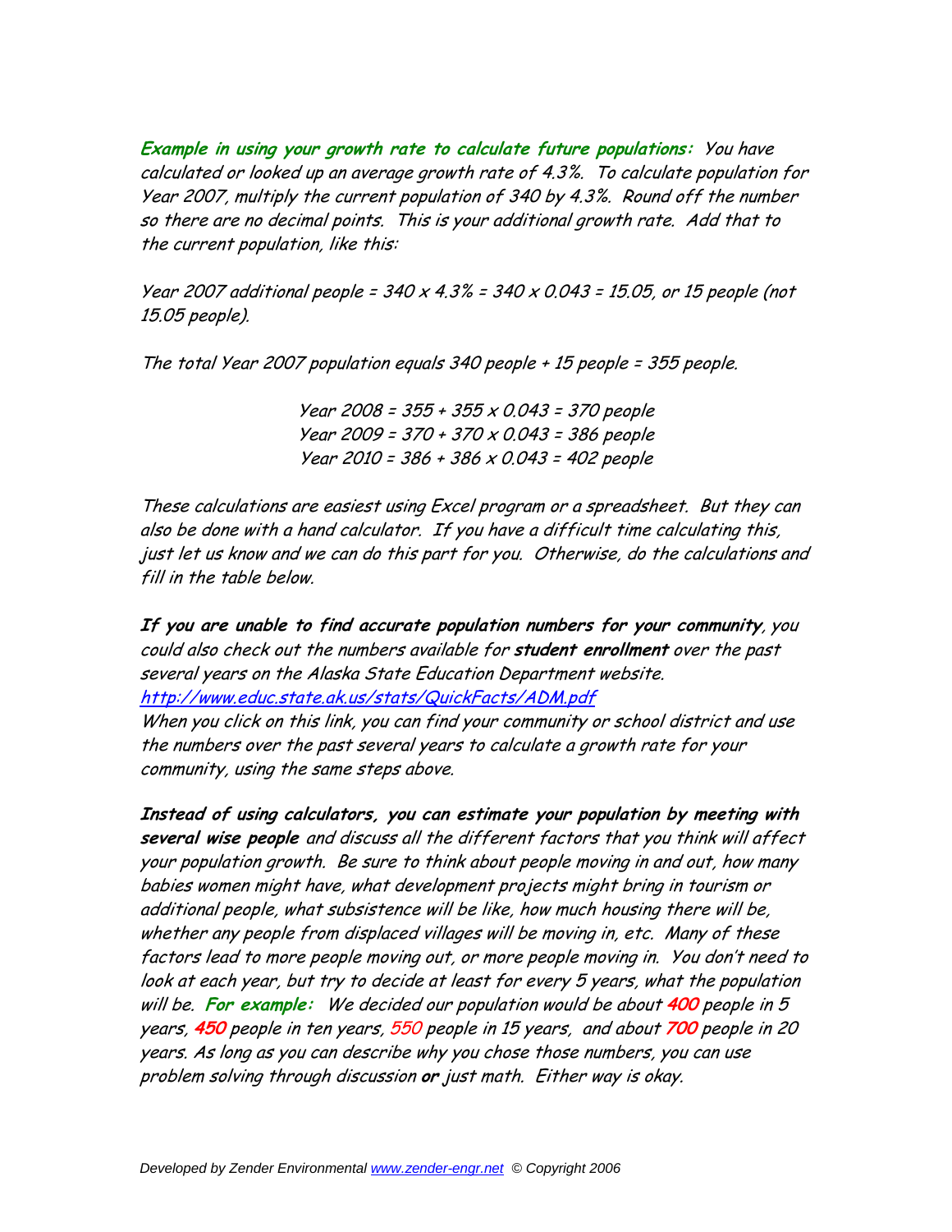**Example in using your growth rate to calculate future populations:** *You have calculated or looked up an average growth rate of 4.3%. To calculate population for Year 2007, multiply the current population of 340 by 4.3%. Round off the number so there are no decimal points. This is your additional growth rate. Add that to the current population, like this:*

*Year 2007 additional people = 340 x 4.3% = 340 x 0.043 = 15.05, or 15 people (not 15.05 people).*

*The total Year 2007 population equals 340 people + 15 people = 355 people.*

*Year 2008 = 355 + 355 x 0.043 = 370 people*
*Year 2009 = 370 + 370 x 0.043 = 386 people*
*Year 2010 = 386 + 386 x 0.043 = 402 people*

*These calculations are easiest using Excel program or a spreadsheet. But they can also be done with a hand calculator. If you have a difficult time calculating this, just let us know and we can do this part for you. Otherwise, do the calculations and fill in the table below.*

***If you are unable to find accurate population numbers for your community**, you could also check out the numbers available for **student enrollment** over the past several years on the Alaska State Education Department website.* [http://www.educ.state.ak.us/stats/QuickFacts/ADM.pdf](http://www.educ.state.ak.us/stats/QuickFacts/ADM.pdf)
*When you click on this link, you can find your community or school district and use the numbers over the past several years to calculate a growth rate for your community, using the same steps above.*

***Instead of using calculators, you can estimate your population by meeting with several wise people** and discuss all the different factors that you think will affect your population growth. Be sure to think about people moving in and out, how many babies women might have, what development projects might bring in tourism or additional people, what subsistence will be like, how much housing there will be, whether any people from displaced villages will be moving in, etc. Many of these factors lead to more people moving out, or more people moving in. You don't need to look at each year, but try to decide at least for every 5 years, what the population will be. **For example:** We decided our population would be about **400** people in 5 years, **450** people in ten years, 550 people in 15 years, and about **700** people in 20 years. As long as you can describe why you chose those numbers, you can use problem solving through discussion **or** just math. Either way is okay.*

*Developed by Zender Environmental [www.zender-engr.net](http://www.zender-engr.net) © Copyright 2006*